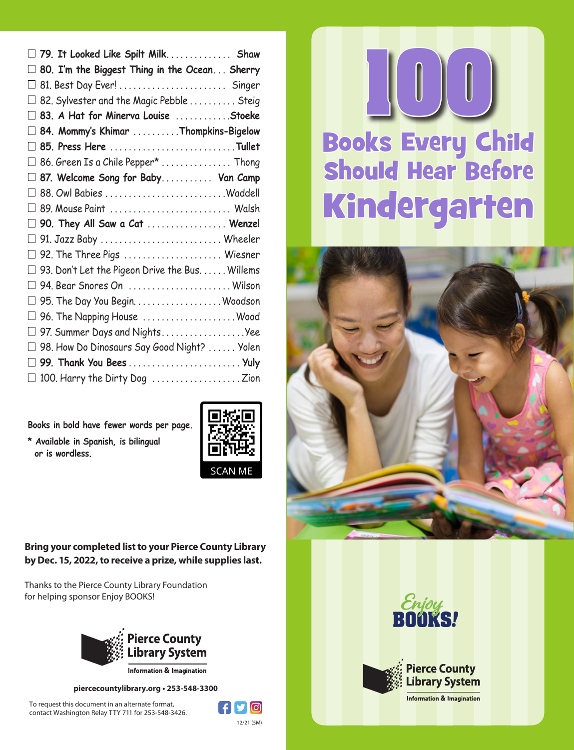- ☐ **79. It Looked Like Spilt Milk.............. Shaw**
- ☐ **80. I'm the Biggest Thing in the Ocean... Sherry**
- ☐ 81. Best Day Ever! ........................ Singer
- ☐ 82. Sylvester and the Magic Pebble .......... Steig
- ☐ **83. A Hat for Minerva Louise ............Stoeke**
- ☐ **84. Mommy's Khimar ..........Thompkins-Bigelow**
- ☐ **85. Press Here ...........................Tullet**
- ☐ 86. Green Is a Chile Pepper* ............... Thong
- ☐ **87. Welcome Song for Baby........... Van Camp**
- ☐ 88. Owl Babies ..........................Waddell
- ☐ 89. Mouse Paint .......................... Walsh
- ☐ **90. They All Saw a Cat ................. Wenzel**
- ☐ 91. Jazz Baby .......................... Wheeler
- ☐ 92. The Three Pigs ..................... Wiesner
- ☐ 93. Don't Let the Pigeon Drive the Bus...... Willems
- ☐ 94. Bear Snores On ......................Wilson
- ☐ 95. The Day You Begin...................Woodson
- ☐ 96. The Napping House ....................Wood
- ☐ 97. Summer Days and Nights...................Yee
- ☐ 98. How Do Dinosaurs Say Good Night? ...... Yolen
- ☐ **99. Thank You Bees ........................ Yuly**
- ☐ 100. Harry the Dirty Dog ...................Zion

Books in bold have fewer words per page.

\* Available in Spanish, is bilingual or is wordless.

SCAN ME

**Bring your completed list to your Pierce County Library by Dec. 15, 2022, to receive a prize, while supplies last.**

Thanks to the Pierce County Library Foundation for helping sponsor Enjoy BOOKS!

Pierce County Library System

Information & Imagination

**piercecountylibrary.org • 253-548-3300**

To request this document in an alternate format, contact Washington Relay TTY 711 for 253-548-3426.

12/21 (5M)

# 100 Books Every Child Should Hear Before Kindergarten

Enjoy BOOKS!

Pierce County Library System

Information & Imagination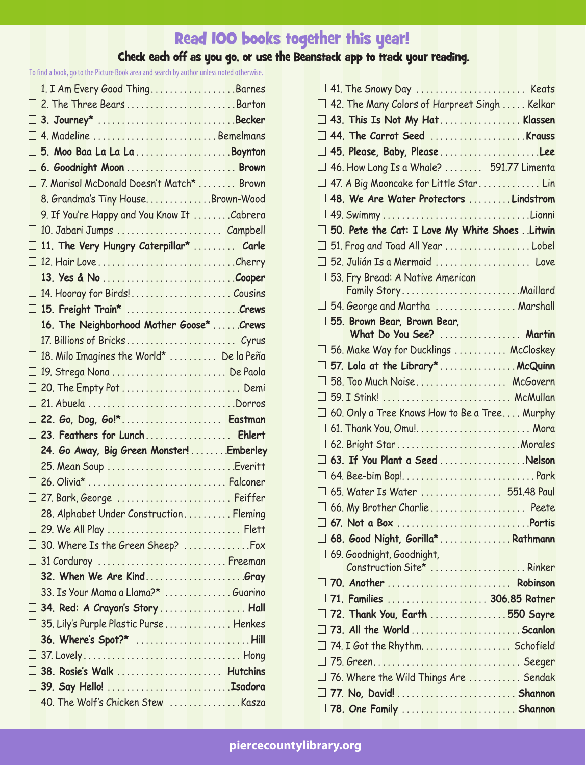# Read 100 books together this year!

## Check each off as you go, or use the Beanstack app to track your reading.

To find a book, go to the Picture Book area and search by author unless noted otherwise.

- ☐ 1. I Am Every Good Thing . . . . . . . . . . Barnes
- ☐ 2. The Three Bears . . . . . . . . . . Barton
- ☐ **3. Journey* . . . . . . . . . . Becker**
- ☐ 4. Madeline . . . . . . . . . . Bemelmans
- ☐ **5. Moo Baa La La La . . . . . . . . . . Boynton**
- ☐ **6. Goodnight Moon . . . . . . . . . . Brown**
- ☐ 7. Marisol McDonald Doesn't Match* . . . . . . . . Brown
- ☐ 8. Grandma's Tiny House. . . . . . . . . . Brown-Wood
- ☐ 9. If You're Happy and You Know It . . . . . . . . Cabrera
- ☐ 10. Jabari Jumps . . . . . . . . . . Campbell
- ☐ **11. The Very Hungry Caterpillar* . . . . . . . . . Carle**
- ☐ 12. Hair Love . . . . . . . . . . Cherry
- ☐ **13. Yes & No . . . . . . . . . . Cooper**
- ☐ 14. Hooray for Birds! . . . . . . . . . . Cousins
- ☐ **15. Freight Train* . . . . . . . . . . Crews**
- ☐ **16. The Neighborhood Mother Goose* . . . . . . Crews**
- ☐ 17. Billions of Bricks . . . . . . . . . . Cyrus
- ☐ 18. Milo Imagines the World* . . . . . . . . . . De la Peña
- ☐ 19. Strega Nona . . . . . . . . . . De Paola
- ☐ 20. The Empty Pot . . . . . . . . . . Demi
- ☐ 21. Abuela . . . . . . . . . . Dorros
- ☐ **22. Go, Dog, Go!* . . . . . . . . . . Eastman**
- ☐ **23. Feathers for Lunch . . . . . . . . . . Ehlert**
- ☐ **24. Go Away, Big Green Monster! . . . . . . . . Emberley**
- ☐ 25. Mean Soup . . . . . . . . . . Everitt
- ☐ 26. Olivia* . . . . . . . . . . Falconer
- ☐ 27. Bark, George . . . . . . . . . . Feiffer
- ☐ 28. Alphabet Under Construction . . . . . . . . . . Fleming
- ☐ 29. We All Play . . . . . . . . . . Flett
- ☐ 30. Where Is the Green Sheep? . . . . . . . . . . Fox
- ☐ 31 Corduroy . . . . . . . . . . Freeman
- ☐ **32. When We Are Kind . . . . . . . . . . Gray**
- ☐ 33. Is Your Mama a Llama?* . . . . . . . . . . Guarino
- ☐ **34. Red: A Crayon's Story . . . . . . . . . . Hall**
- ☐ 35. Lily's Purple Plastic Purse . . . . . . . . . . Henkes
- ☐ **36. Where's Spot?* . . . . . . . . . . Hill**
- ☐ 37. Lovely . . . . . . . . . . Hong
- ☐ **38. Rosie's Walk . . . . . . . . . . Hutchins**
- ☐ **39. Say Hello! . . . . . . . . . . Isadora**
- ☐ 40. The Wolf's Chicken Stew . . . . . . . . . . Kasza
- ☐ 41. The Snowy Day . . . . . . . . . . Keats
- ☐ 42. The Many Colors of Harpreet Singh . . . . . Kelkar
- ☐ **43. This Is Not My Hat . . . . . . . . . . Klassen**
- ☐ **44. The Carrot Seed . . . . . . . . . . Krauss**
- ☐ **45. Please, Baby, Please . . . . . . . . . . Lee**
- ☐ 46. How Long Is a Whale? . . . . . . . . 591.77 Limenta
- ☐ 47. A Big Mooncake for Little Star . . . . . . . . . . Lin
- ☐ **48. We Are Water Protectors . . . . . . . . . Lindstrom**
- ☐ 49. Swimmy . . . . . . . . . . Lionni
- ☐ **50. Pete the Cat: I Love My White Shoes . . Litwin**
- ☐ 51. Frog and Toad All Year . . . . . . . . . . Lobel
- ☐ 52. Julián Is a Mermaid . . . . . . . . . . Love
- ☐ 53. Fry Bread: A Native American Family Story . . . . . . . . . . Maillard
- ☐ 54. George and Martha . . . . . . . . . . Marshall
- ☐ **55. Brown Bear, Brown Bear, What Do You See? . . . . . . . . . . Martin**
- ☐ 56. Make Way for Ducklings . . . . . . . . . . McCloskey
- ☐ **57. Lola at the Library* . . . . . . . . . . McQuinn**
- ☐ 58. Too Much Noise . . . . . . . . . . McGovern
- ☐ 59. I Stink! . . . . . . . . . . McMullan
- ☐ 60. Only a Tree Knows How to Be a Tree . . . . Murphy
- ☐ 61. Thank You, Omu! . . . . . . . . . . Mora
- ☐ 62. Bright Star . . . . . . . . . . Morales
- ☐ **63. If You Plant a Seed . . . . . . . . . . Nelson**
- ☐ 64. Bee-bim Bop! . . . . . . . . . . Park
- ☐ 65. Water Is Water . . . . . . . . . . 551.48 Paul
- ☐ 66. My Brother Charlie . . . . . . . . . . Peete
- ☐ **67. Not a Box . . . . . . . . . . Portis**
- ☐ **68. Good Night, Gorilla* . . . . . . . . . . Rathmann**
- ☐ 69. Goodnight, Goodnight, Construction Site* . . . . . . . . . . Rinker
- ☐ **70. Another . . . . . . . . . . Robinson**
- ☐ **71. Families . . . . . . . . . . 306.85 Rotner**
- ☐ **72. Thank You, Earth . . . . . . . . . . 550 Sayre**
- ☐ **73. All the World . . . . . . . . . . Scanlon**
- ☐ 74. I Got the Rhythm . . . . . . . . . . Schofield
- ☐ 75. Green . . . . . . . . . . Seeger
- ☐ 76. Where the Wild Things Are . . . . . . . . . . Sendak
- ☐ **77. No, David! . . . . . . . . . . Shannon**
- ☐ **78. One Family . . . . . . . . . . Shannon**

piercecountylibrary.org